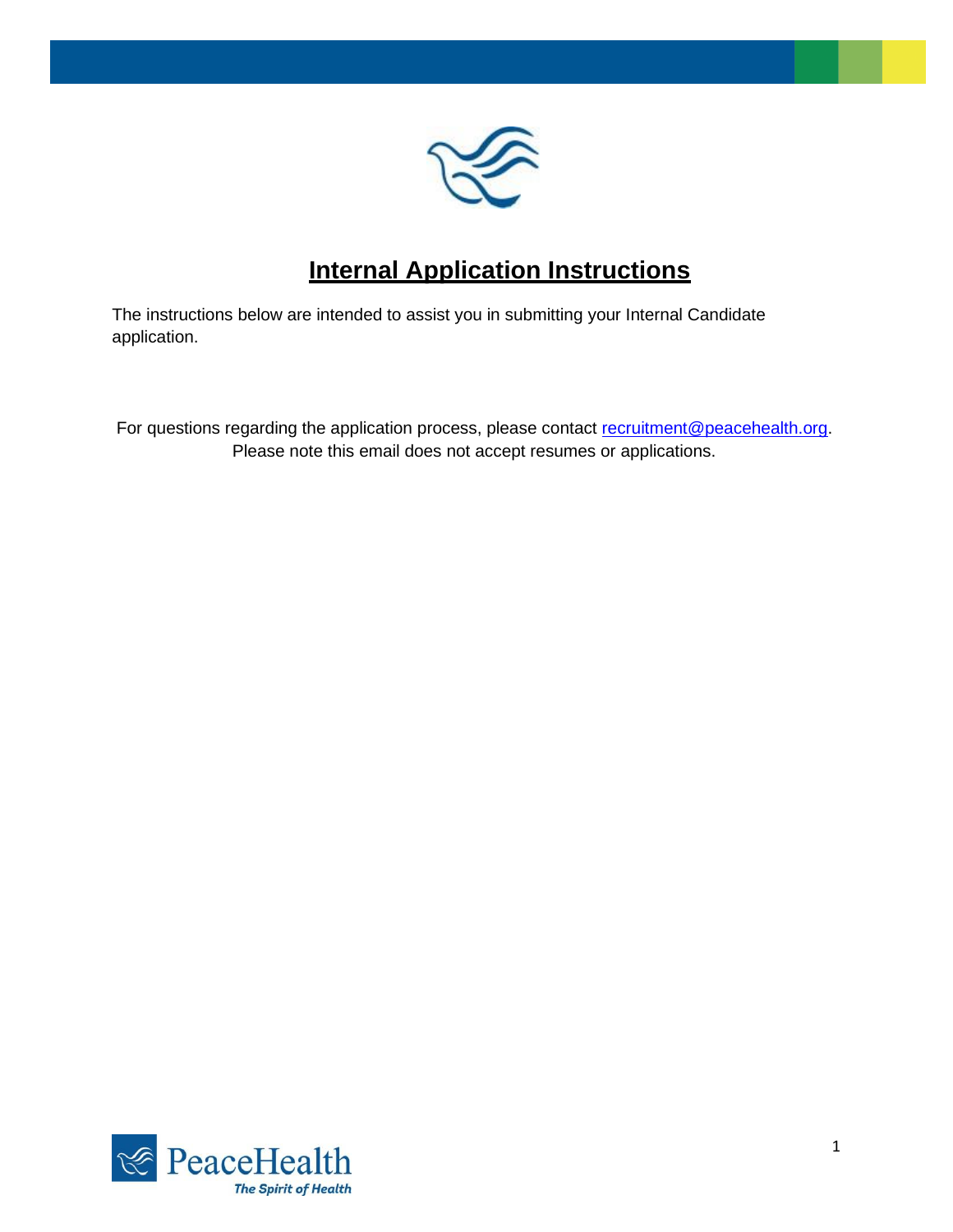# Internal Application Instructions

The instructions below are intended to assist you in submitting your Internal Candidate application.

For questions regarding the application process, please contact recruitment@peacehealth.org. Please note this email does not accept resumes or applications.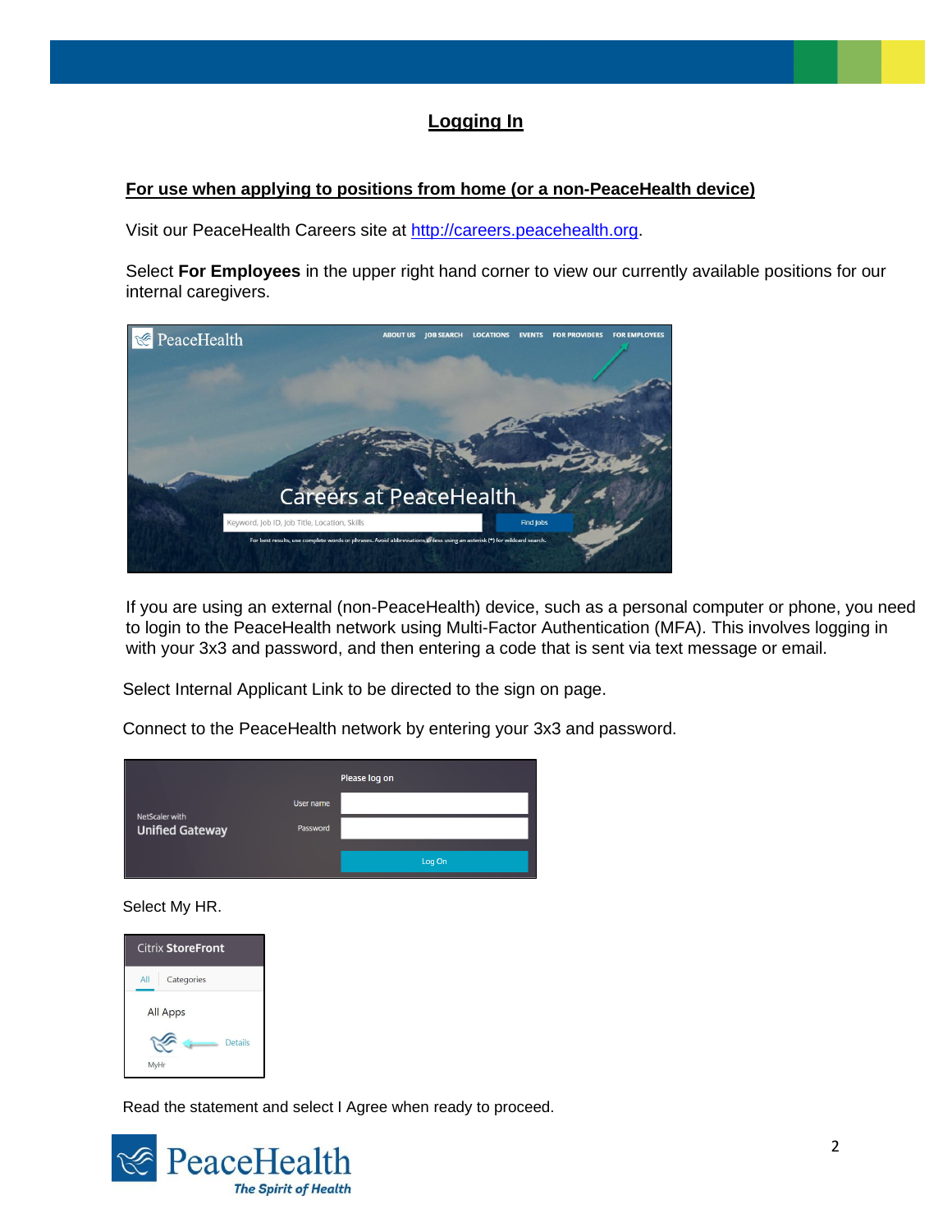# Logging In

**For use when applying to positions from home (or a non-PeaceHealth device)**

Visit our PeaceHealth Careers site at [http://careers.peacehealth.org](http://careers.peacehealth.org).

Select **For Employees** in the upper right hand corner to view our currently available positions for our internal caregivers.

If you are using an external (non-PeaceHealth) device, such as a personal computer or phone, you need to login to the PeaceHealth network using Multi-Factor Authentication (MFA). This involves logging in with your 3x3 and password, and then entering a code that is sent via text message or email.

Select Internal Applicant Link to be directed to the sign on page.

Connect to the PeaceHealth network by entering your 3x3 and password.

Select My HR.

Read the statement and select I Agree when ready to proceed.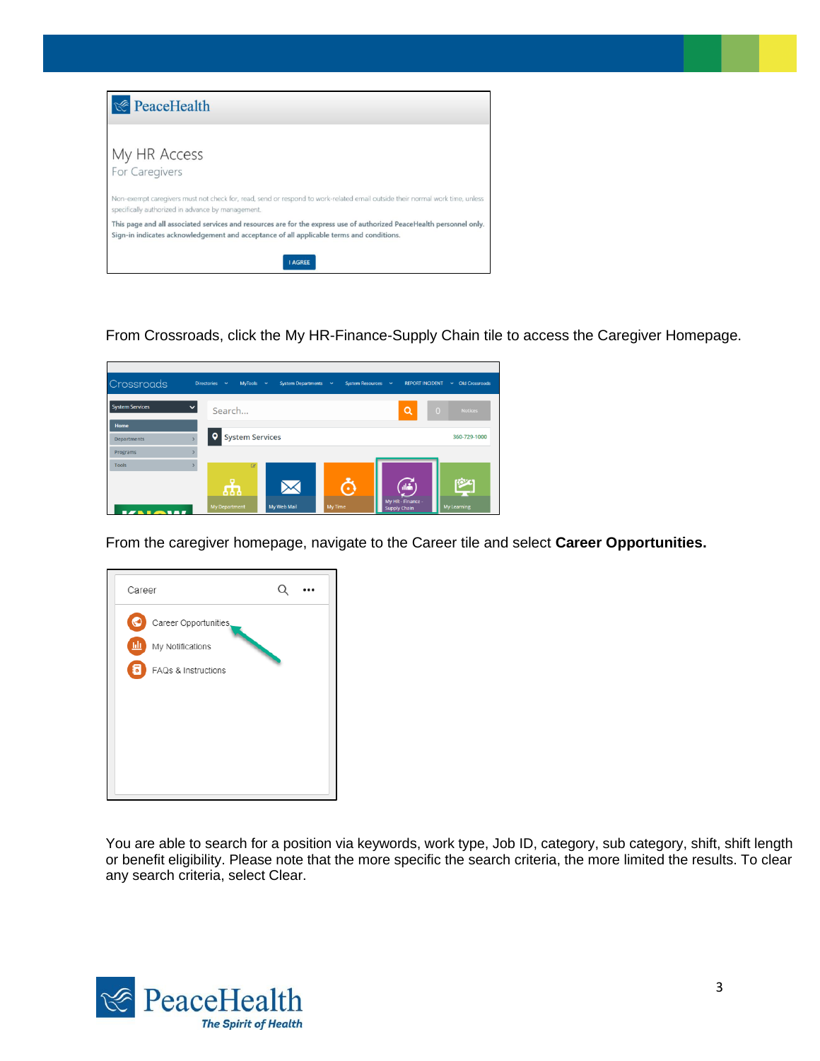From Crossroads, click the My HR-Finance-Supply Chain tile to access the Caregiver Homepage.

From the caregiver homepage, navigate to the Career tile and select **Career Opportunities.**

You are able to search for a position via keywords, work type, Job ID, category, sub category, shift, shift length or benefit eligibility. Please note that the more specific the search criteria, the more limited the results. To clear any search criteria, select Clear.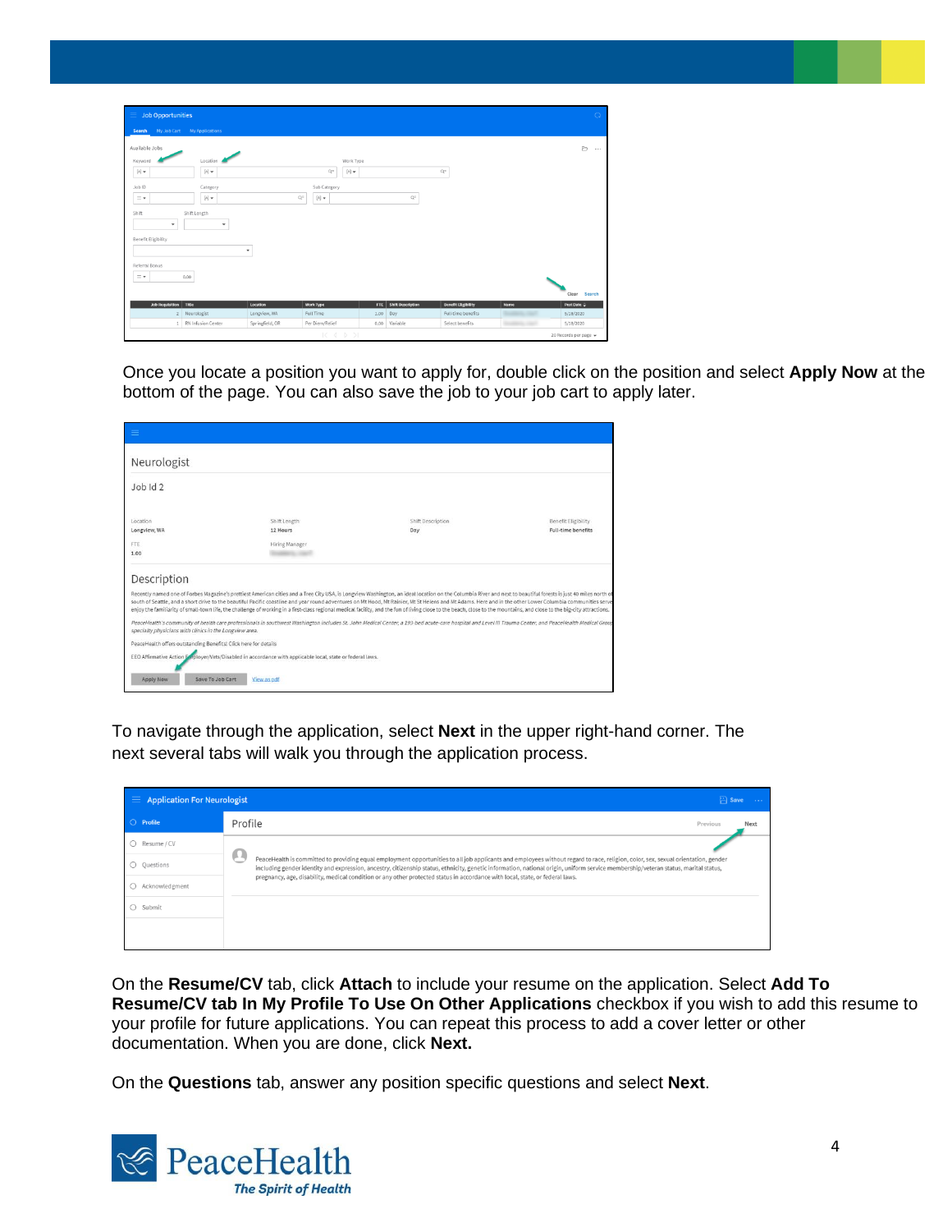Once you locate a position you want to apply for, double click on the position and select **Apply Now** at the bottom of the page. You can also save the job to your job cart to apply later.

To navigate through the application, select **Next** in the upper right-hand corner. The next several tabs will walk you through the application process.

On the **Resume/CV** tab, click **Attach** to include your resume on the application. Select **Add To Resume/CV tab In My Profile To Use On Other Applications** checkbox if you wish to add this resume to your profile for future applications. You can repeat this process to add a cover letter or other documentation. When you are done, click **Next.**

On the **Questions** tab, answer any position specific questions and select **Next**.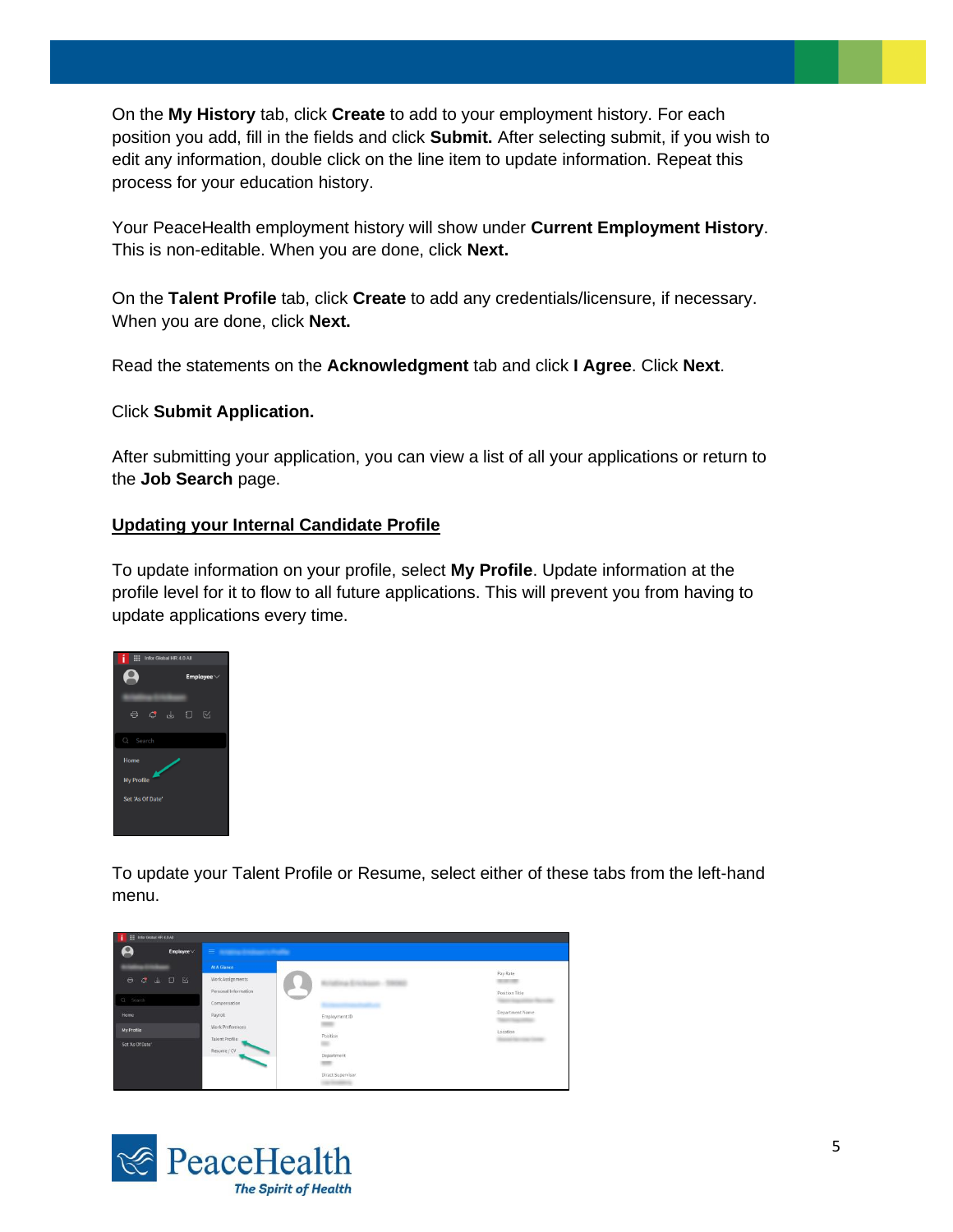On the **My History** tab, click **Create** to add to your employment history. For each position you add, fill in the fields and click **Submit.** After selecting submit, if you wish to edit any information, double click on the line item to update information. Repeat this process for your education history.

Your PeaceHealth employment history will show under **Current Employment History**. This is non-editable. When you are done, click **Next.**

On the **Talent Profile** tab, click **Create** to add any credentials/licensure, if necessary. When you are done, click **Next.**

Read the statements on the **Acknowledgment** tab and click **I Agree**. Click **Next**.

Click **Submit Application.**

After submitting your application, you can view a list of all your applications or return to the **Job Search** page.

## Updating your Internal Candidate Profile

To update information on your profile, select **My Profile**. Update information at the profile level for it to flow to all future applications. This will prevent you from having to update applications every time.

To update your Talent Profile or Resume, select either of these tabs from the left-hand menu.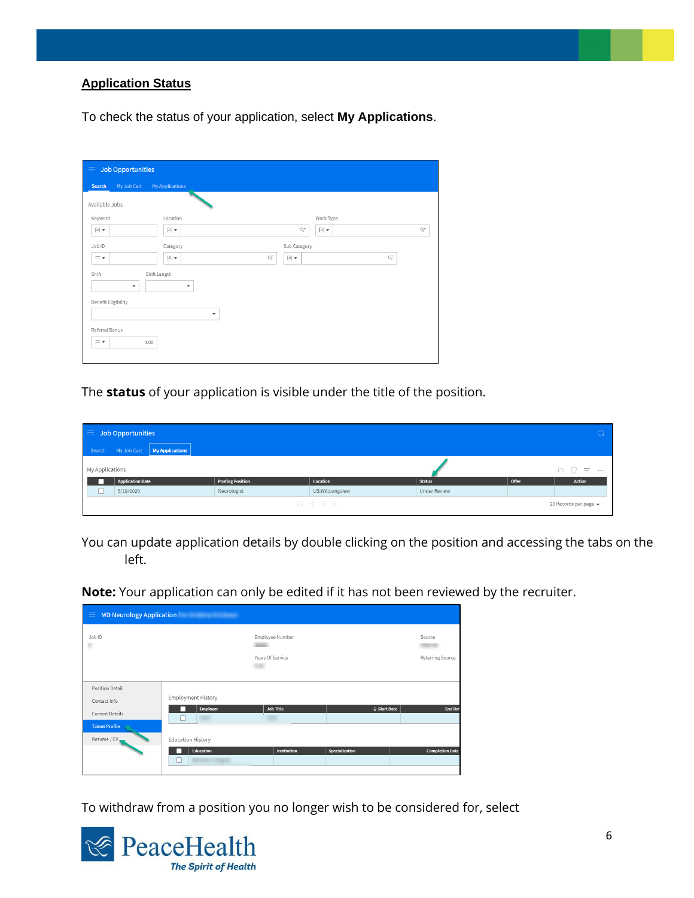## Application Status

To check the status of your application, select **My Applications**.

The **status** of your application is visible under the title of the position.

You can update application details by double clicking on the position and accessing the tabs on the left.

**Note:** Your application can only be edited if it has not been reviewed by the recruiter.

To withdraw from a position you no longer wish to be considered for, select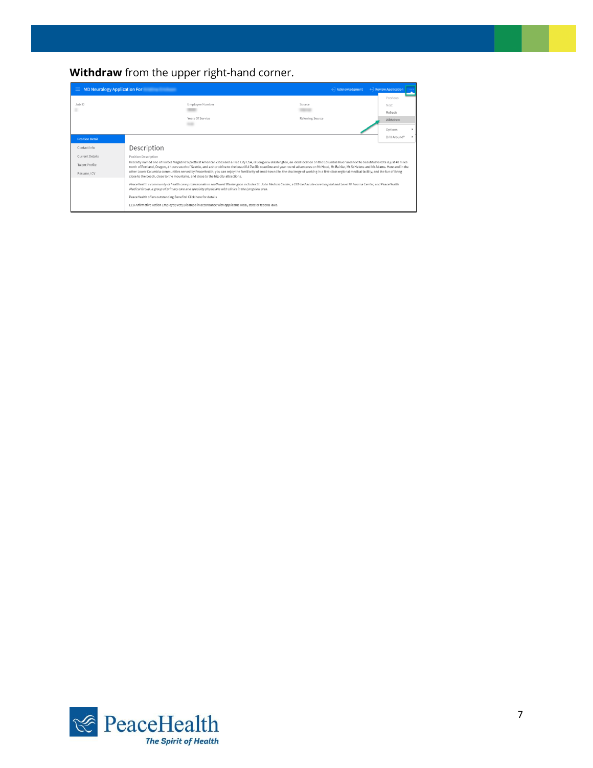**Withdraw** from the upper right-hand corner.